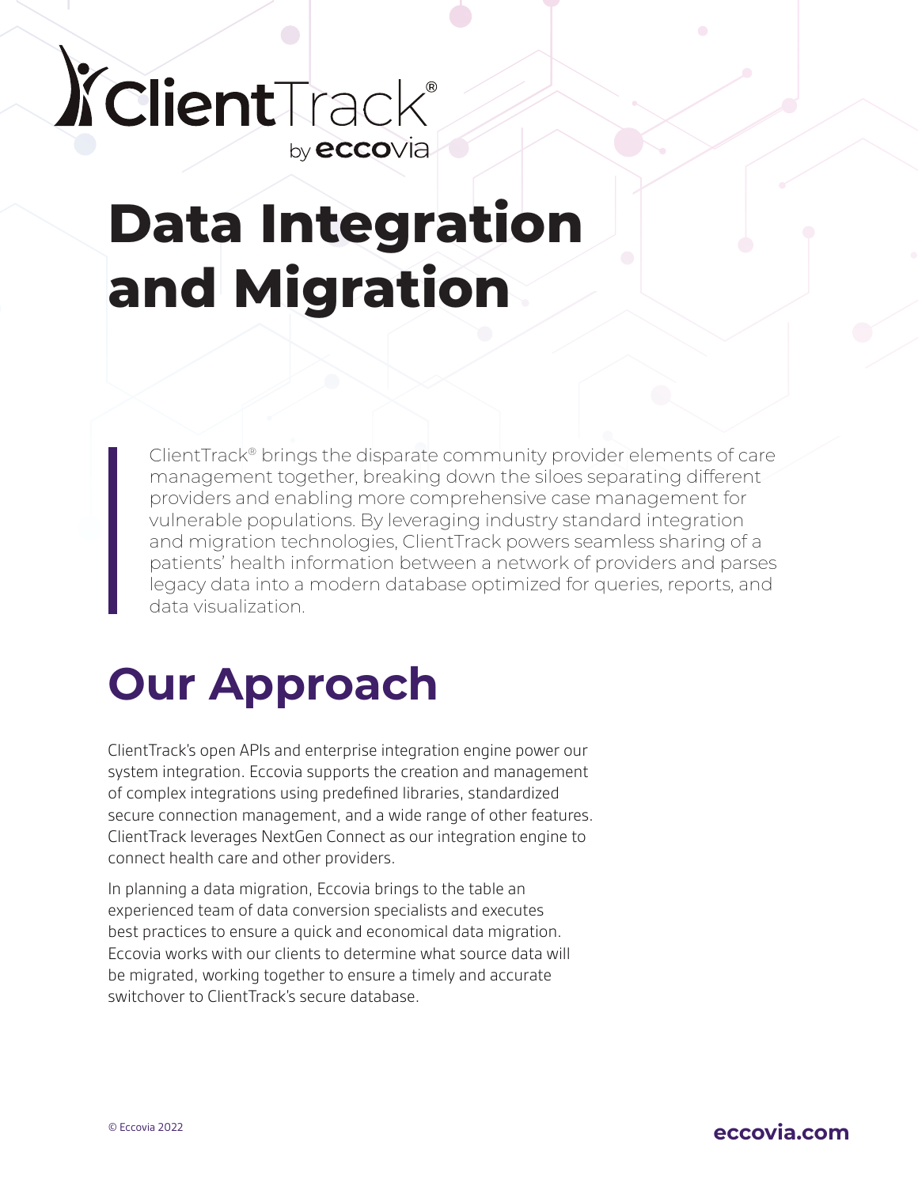ClientTrack® by eccovia

# Data Integration and Migration

> ClientTrack® brings the disparate community provider elements of care management together, breaking down the siloes separating different providers and enabling more comprehensive case management for vulnerable populations. By leveraging industry standard integration and migration technologies, ClientTrack powers seamless sharing of a patients' health information between a network of providers and parses legacy data into a modern database optimized for queries, reports, and data visualization.

## Our Approach

ClientTrack's open APIs and enterprise integration engine power our system integration. Eccovia supports the creation and management of complex integrations using predefined libraries, standardized secure connection management, and a wide range of other features. ClientTrack leverages NextGen Connect as our integration engine to connect health care and other providers.

In planning a data migration, Eccovia brings to the table an experienced team of data conversion specialists and executes best practices to ensure a quick and economical data migration. Eccovia works with our clients to determine what source data will be migrated, working together to ensure a timely and accurate switchover to ClientTrack's secure database.

© Eccovia 2022

eccovia.com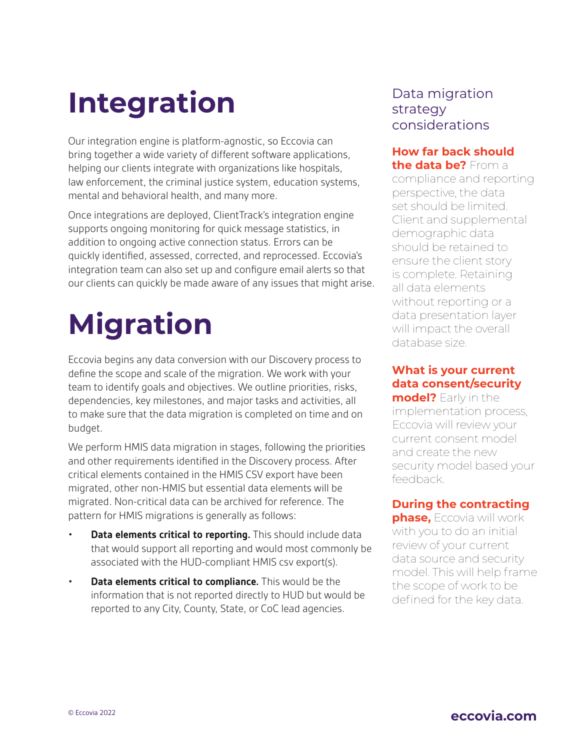# Integration

Our integration engine is platform-agnostic, so Eccovia can bring together a wide variety of different software applications, helping our clients integrate with organizations like hospitals, law enforcement, the criminal justice system, education systems, mental and behavioral health, and many more.

Once integrations are deployed, ClientTrack's integration engine supports ongoing monitoring for quick message statistics, in addition to ongoing active connection status. Errors can be quickly identified, assessed, corrected, and reprocessed. Eccovia's integration team can also set up and configure email alerts so that our clients can quickly be made aware of any issues that might arise.

# Migration

Eccovia begins any data conversion with our Discovery process to define the scope and scale of the migration. We work with your team to identify goals and objectives. We outline priorities, risks, dependencies, key milestones, and major tasks and activities, all to make sure that the data migration is completed on time and on budget.

We perform HMIS data migration in stages, following the priorities and other requirements identified in the Discovery process. After critical elements contained in the HMIS CSV export have been migrated, other non-HMIS but essential data elements will be migrated. Non-critical data can be archived for reference. The pattern for HMIS migrations is generally as follows:

- **Data elements critical to reporting.** This should include data that would support all reporting and would most commonly be associated with the HUD-compliant HMIS csv export(s).
- **Data elements critical to compliance.** This would be the information that is not reported directly to HUD but would be reported to any City, County, State, or CoC lead agencies.

## Data migration strategy considerations

**How far back should the data be?** From a compliance and reporting perspective, the data set should be limited. Client and supplemental demographic data should be retained to ensure the client story is complete. Retaining all data elements without reporting or a data presentation layer will impact the overall database size.

**What is your current data consent/security model?** Early in the implementation process, Eccovia will review your current consent model and create the new security model based your feedback.

**During the contracting phase,** Eccovia will work with you to do an initial review of your current data source and security model. This will help frame the scope of work to be defined for the key data.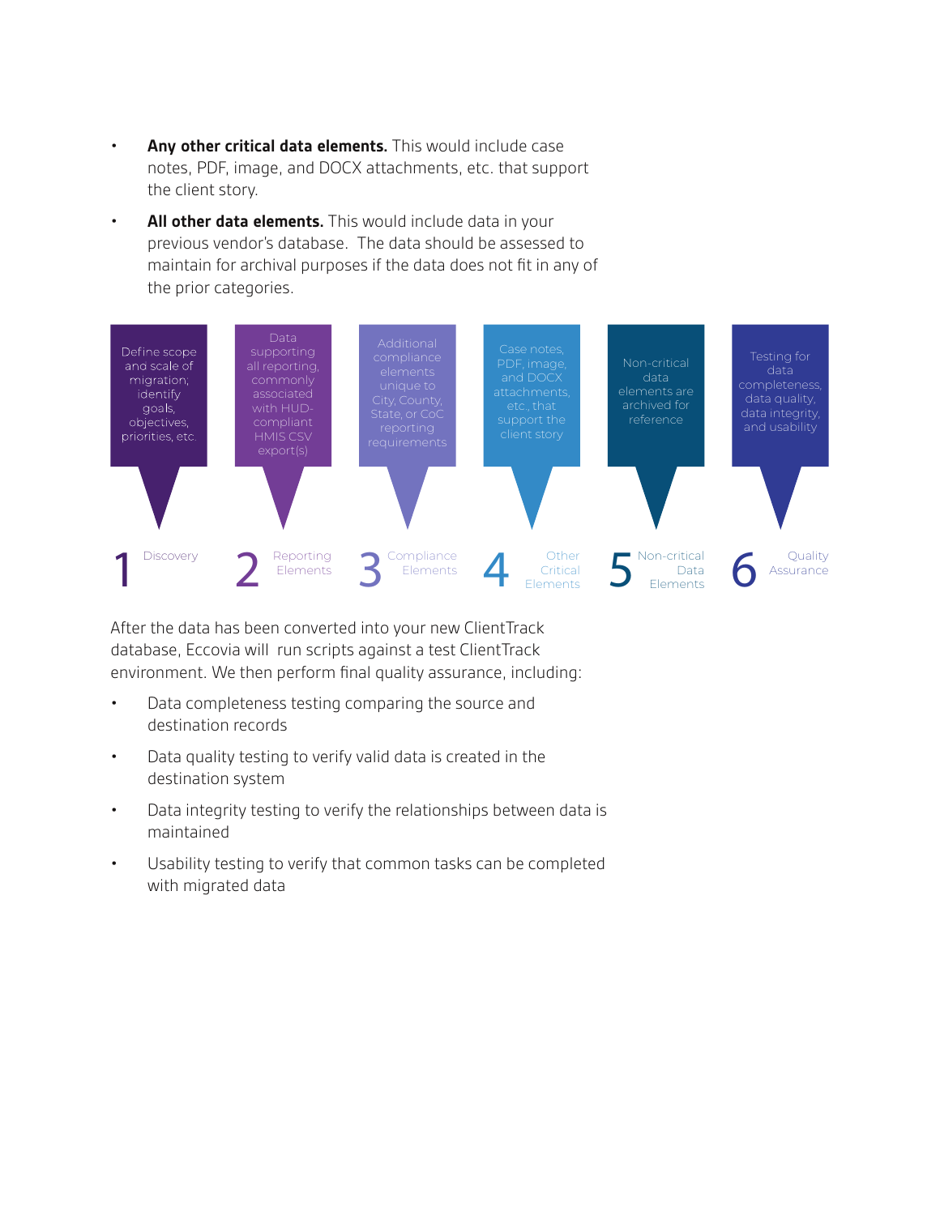- **Any other critical data elements.** This would include case notes, PDF, image, and DOCX attachments, etc. that support the client story.
- **All other data elements.** This would include data in your previous vendor's database. The data should be assessed to maintain for archival purposes if the data does not fit in any of the prior categories.

Define scope and scale of migration; identify goals, objectives, priorities, etc.

1 Discovery

Data supporting all reporting, commonly associated with HUD-compliant HMIS CSV export(s)

2 Reporting Elements

Additional compliance elements unique to City, County, State, or CoC reporting requirements

3 Compliance Elements

Case notes, PDF, image, and DOCX attachments, etc., that support the client story

4 Other Critical Elements

Non-critical data elements are archived for reference

5 Non-critical Data Elements

Testing for data completeness, data quality, data integrity, and usability

6 Quality Assurance

After the data has been converted into your new ClientTrack database, Eccovia will run scripts against a test ClientTrack environment. We then perform final quality assurance, including:

- Data completeness testing comparing the source and destination records
- Data quality testing to verify valid data is created in the destination system
- Data integrity testing to verify the relationships between data is maintained
- Usability testing to verify that common tasks can be completed with migrated data